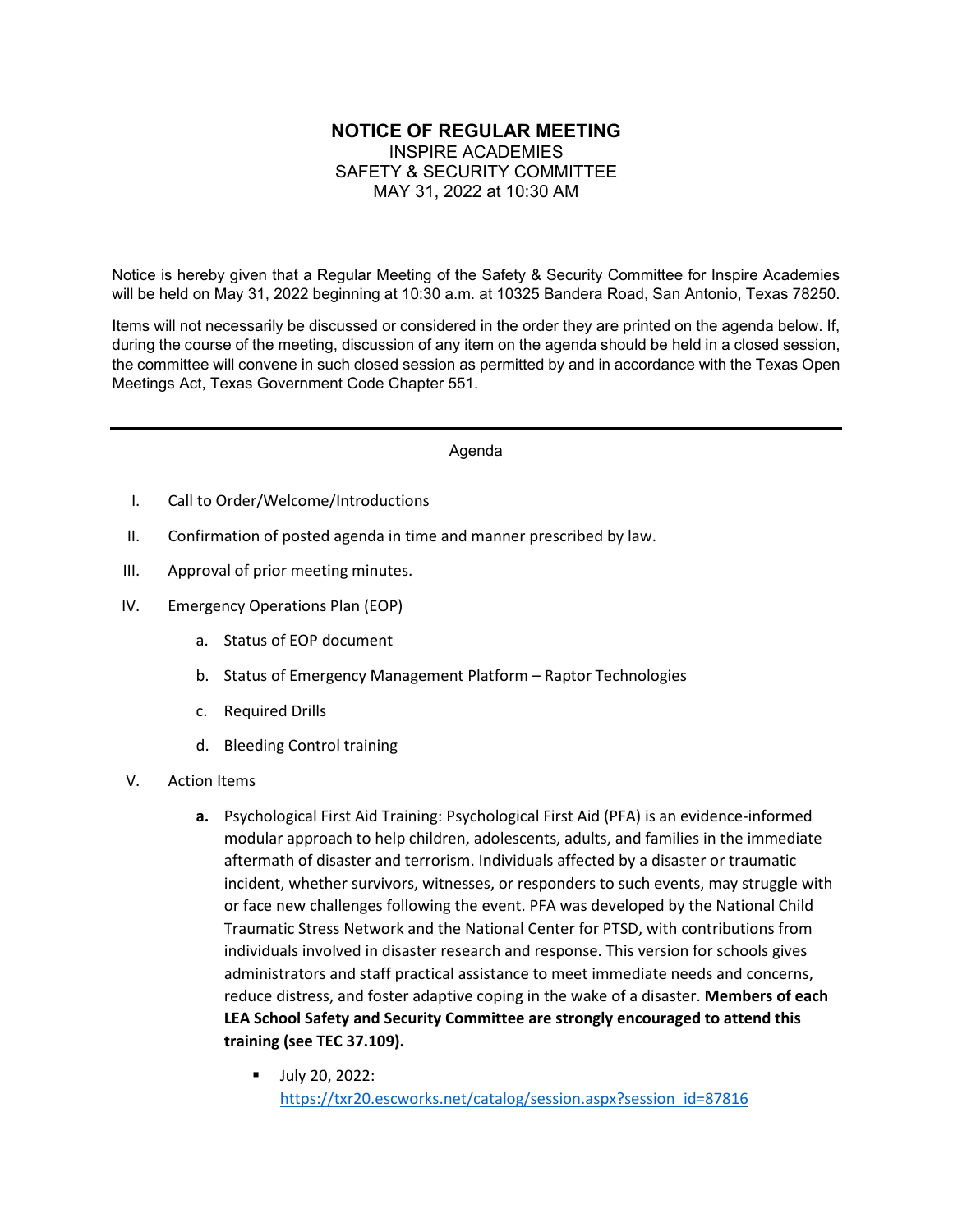# NOTICE OF REGULAR MEETING

INSPIRE ACADEMIES
SAFETY & SECURITY COMMITTEE
MAY 31, 2022 at 10:30 AM

Notice is hereby given that a Regular Meeting of the Safety & Security Committee for Inspire Academies will be held on May 31, 2022 beginning at 10:30 a.m. at 10325 Bandera Road, San Antonio, Texas 78250.

Items will not necessarily be discussed or considered in the order they are printed on the agenda below. If, during the course of the meeting, discussion of any item on the agenda should be held in a closed session, the committee will convene in such closed session as permitted by and in accordance with the Texas Open Meetings Act, Texas Government Code Chapter 551.

---

Agenda

I. Call to Order/Welcome/Introductions

II. Confirmation of posted agenda in time and manner prescribed by law.

III. Approval of prior meeting minutes.

IV. Emergency Operations Plan (EOP)

  a. Status of EOP document

  b. Status of Emergency Management Platform – Raptor Technologies

  c. Required Drills

  d. Bleeding Control training

V. Action Items

  **a.** Psychological First Aid Training: Psychological First Aid (PFA) is an evidence-informed modular approach to help children, adolescents, adults, and families in the immediate aftermath of disaster and terrorism. Individuals affected by a disaster or traumatic incident, whether survivors, witnesses, or responders to such events, may struggle with or face new challenges following the event. PFA was developed by the National Child Traumatic Stress Network and the National Center for PTSD, with contributions from individuals involved in disaster research and response. This version for schools gives administrators and staff practical assistance to meet immediate needs and concerns, reduce distress, and foster adaptive coping in the wake of a disaster. **Members of each LEA School Safety and Security Committee are strongly encouraged to attend this training (see TEC 37.109).**

  - July 20, 2022: https://txr20.escworks.net/catalog/session.aspx?session_id=87816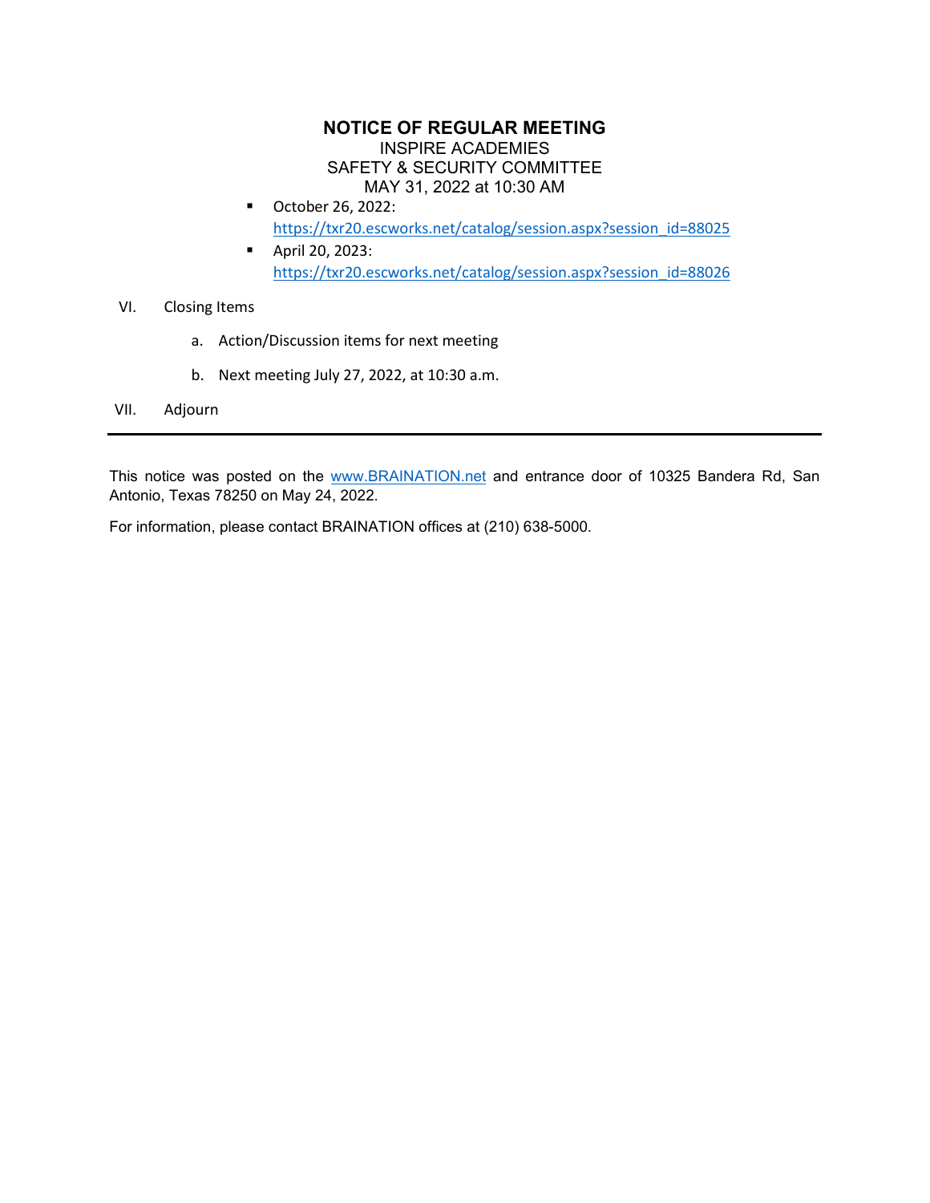**NOTICE OF REGULAR MEETING**
INSPIRE ACADEMIES
SAFETY & SECURITY COMMITTEE
MAY 31, 2022 at 10:30 AM

- October 26, 2022: https://txr20.escworks.net/catalog/session.aspx?session_id=88025
- April 20, 2023: https://txr20.escworks.net/catalog/session.aspx?session_id=88026

VI. Closing Items

a. Action/Discussion items for next meeting

b. Next meeting July 27, 2022, at 10:30 a.m.

VII. Adjourn

---

This notice was posted on the www.BRAINATION.net and entrance door of 10325 Bandera Rd, San Antonio, Texas 78250 on May 24, 2022.

For information, please contact BRAINATION offices at (210) 638-5000.